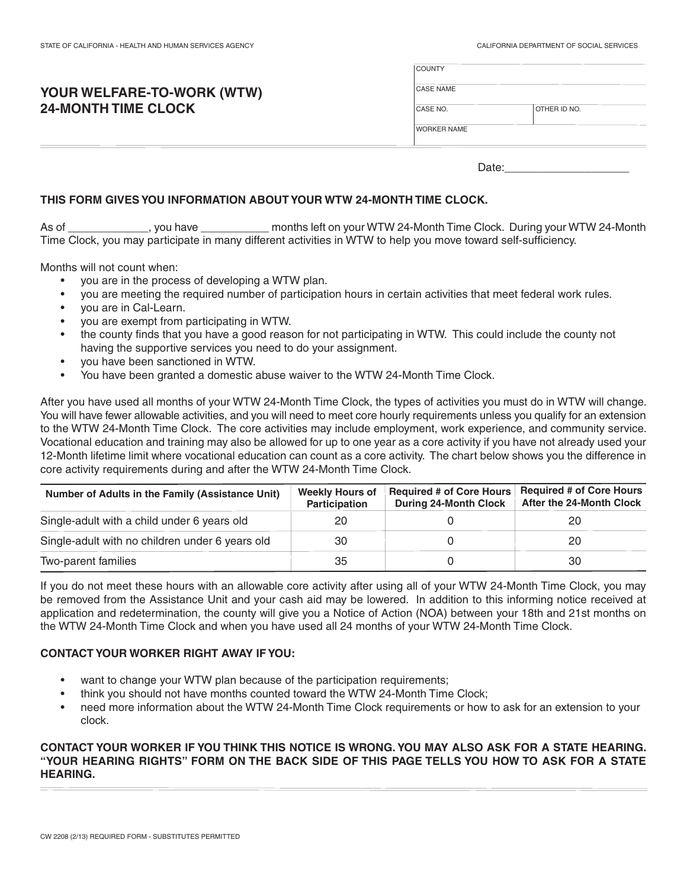STATE OF CALIFORNIA - HEALTH AND HUMAN SERVICES AGENCY

CALIFORNIA DEPARTMENT OF SOCIAL SERVICES

# YOUR WELFARE-TO-WORK (WTW) 24-MONTH TIME CLOCK

| COUNTY | |
|---|---|
| CASE NAME | |
| CASE NO. | OTHER ID NO. |
| WORKER NAME | |

Date:____________________

**THIS FORM GIVES YOU INFORMATION ABOUT YOUR WTW 24-MONTH TIME CLOCK.**

As of ____________, you have ___________ months left on your WTW 24-Month Time Clock. During your WTW 24-Month Time Clock, you may participate in many different activities in WTW to help you move toward self-sufficiency.

Months will not count when:

- you are in the process of developing a WTW plan.
- you are meeting the required number of participation hours in certain activities that meet federal work rules.
- you are in Cal-Learn.
- you are exempt from participating in WTW.
- the county finds that you have a good reason for not participating in WTW. This could include the county not having the supportive services you need to do your assignment.
- you have been sanctioned in WTW.
- You have been granted a domestic abuse waiver to the WTW 24-Month Time Clock.

After you have used all months of your WTW 24-Month Time Clock, the types of activities you must do in WTW will change. You will have fewer allowable activities, and you will need to meet core hourly requirements unless you qualify for an extension to the WTW 24-Month Time Clock. The core activities may include employment, work experience, and community service. Vocational education and training may also be allowed for up to one year as a core activity if you have not already used your 12-Month lifetime limit where vocational education can count as a core activity. The chart below shows you the difference in core activity requirements during and after the WTW 24-Month Time Clock.

| Number of Adults in the Family (Assistance Unit) | Weekly Hours of Participation | Required # of Core Hours During 24-Month Clock | Required # of Core Hours After the 24-Month Clock |
|---|---|---|---|
| Single-adult with a child under 6 years old | 20 | 0 | 20 |
| Single-adult with no children under 6 years old | 30 | 0 | 20 |
| Two-parent families | 35 | 0 | 30 |

If you do not meet these hours with an allowable core activity after using all of your WTW 24-Month Time Clock, you may be removed from the Assistance Unit and your cash aid may be lowered. In addition to this informing notice received at application and redetermination, the county will give you a Notice of Action (NOA) between your 18th and 21st months on the WTW 24-Month Time Clock and when you have used all 24 months of your WTW 24-Month Time Clock.

**CONTACT YOUR WORKER RIGHT AWAY IF YOU:**

- want to change your WTW plan because of the participation requirements;
- think you should not have months counted toward the WTW 24-Month Time Clock;
- need more information about the WTW 24-Month Time Clock requirements or how to ask for an extension to your clock.

**CONTACT YOUR WORKER IF YOU THINK THIS NOTICE IS WRONG. YOU MAY ALSO ASK FOR A STATE HEARING. "YOUR HEARING RIGHTS" FORM ON THE BACK SIDE OF THIS PAGE TELLS YOU HOW TO ASK FOR A STATE HEARING.**

CW 2208 (2/13) REQUIRED FORM - SUBSTITUTES PERMITTED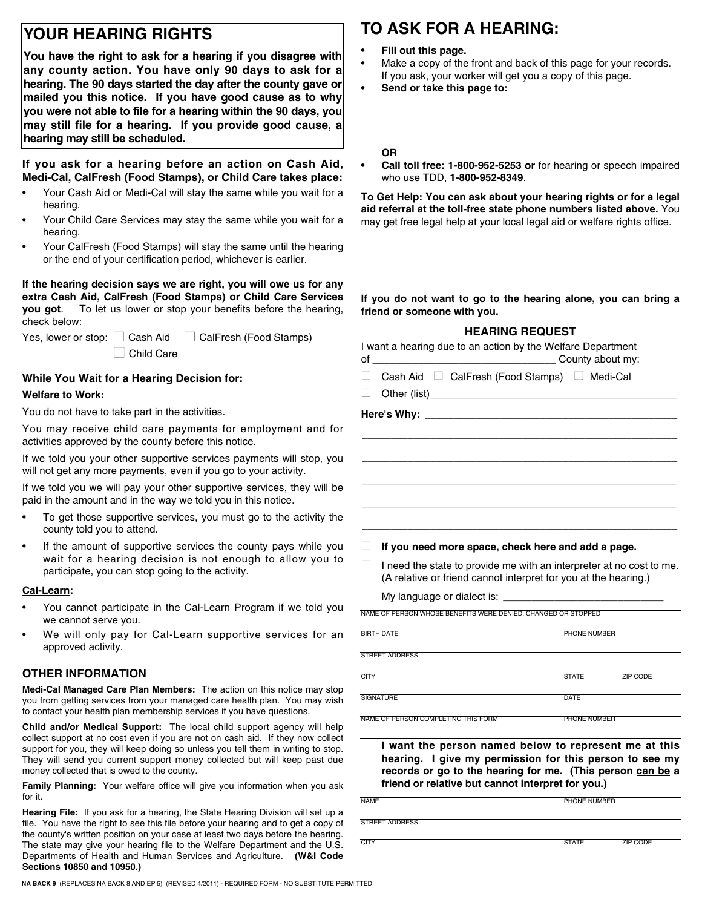## YOUR HEARING RIGHTS

**You have the right to ask for a hearing if you disagree with any county action. You have only 90 days to ask for a hearing. The 90 days started the day after the county gave or mailed you this notice. If you have good cause as to why you were not able to file for a hearing within the 90 days, you may still file for a hearing. If you provide good cause, a hearing may still be scheduled.**

**If you ask for a hearing before an action on Cash Aid, Medi-Cal, CalFresh (Food Stamps), or Child Care takes place:**

- Your Cash Aid or Medi-Cal will stay the same while you wait for a hearing.
- Your Child Care Services may stay the same while you wait for a hearing.
- Your CalFresh (Food Stamps) will stay the same until the hearing or the end of your certification period, whichever is earlier.

**If the hearing decision says we are right, you will owe us for any extra Cash Aid, CalFresh (Food Stamps) or Child Care Services you got**. To let us lower or stop your benefits before the hearing, check below:

Yes, lower or stop: ☐ Cash Aid ☐ CalFresh (Food Stamps) ☐ Child Care

### While You Wait for a Hearing Decision for:

**Welfare to Work:**

You do not have to take part in the activities.

You may receive child care payments for employment and for activities approved by the county before this notice.

If we told you your other supportive services payments will stop, you will not get any more payments, even if you go to your activity.

If we told you we will pay your other supportive services, they will be paid in the amount and in the way we told you in this notice.

- To get those supportive services, you must go to the activity the county told you to attend.
- If the amount of supportive services the county pays while you wait for a hearing decision is not enough to allow you to participate, you can stop going to the activity.

**Cal-Learn:**

- You cannot participate in the Cal-Learn Program if we told you we cannot serve you.
- We will only pay for Cal-Learn supportive services for an approved activity.

### OTHER INFORMATION

**Medi-Cal Managed Care Plan Members:** The action on this notice may stop you from getting services from your managed care health plan. You may wish to contact your health plan membership services if you have questions.

**Child and/or Medical Support:** The local child support agency will help collect support at no cost even if you are not on cash aid. If they now collect support for you, they will keep doing so unless you tell them in writing to stop. They will send you current support money collected but will keep past due money collected that is owed to the county.

**Family Planning:** Your welfare office will give you information when you ask for it.

**Hearing File:** If you ask for a hearing, the State Hearing Division will set up a file. You have the right to see this file before your hearing and to get a copy of the county's written position on your case at least two days before the hearing. The state may give your hearing file to the Welfare Department and the U.S. Departments of Health and Human Services and Agriculture. **(W&I Code Sections 10850 and 10950.)**

## TO ASK FOR A HEARING:

- **Fill out this page.**
- Make a copy of the front and back of this page for your records. If you ask, your worker will get you a copy of this page.
- **Send or take this page to:**

**OR**

- **Call toll free: 1-800-952-5253 or** for hearing or speech impaired who use TDD, **1-800-952-8349**.

**To Get Help: You can ask about your hearing rights or for a legal aid referral at the toll-free state phone numbers listed above.** You may get free legal help at your local legal aid or welfare rights office.

**If you do not want to go to the hearing alone, you can bring a friend or someone with you.**

### HEARING REQUEST

I want a hearing due to an action by the Welfare Department of ______________________________ County about my:

☐ Cash Aid ☐ CalFresh (Food Stamps) ☐ Medi-Cal

☐ Other (list) ______________________________

**Here's Why:** ______________________________

______________________________

______________________________

______________________________

______________________________

______________________________

☐ **If you need more space, check here and add a page.**

☐ I need the state to provide me with an interpreter at no cost to me. (A relative or friend cannot interpret for you at the hearing.)

My language or dialect is: ______________________________

NAME OF PERSON WHOSE BENEFITS WERE DENIED, CHANGED OR STOPPED

BIRTH DATE | PHONE NUMBER

STREET ADDRESS

CITY | STATE | ZIP CODE

SIGNATURE | DATE

NAME OF PERSON COMPLETING THIS FORM | PHONE NUMBER

☐ **I want the person named below to represent me at this hearing. I give my permission for this person to see my records or go to the hearing for me. (This person can be a friend or relative but cannot interpret for you.)**

NAME | PHONE NUMBER

STREET ADDRESS

CITY | STATE | ZIP CODE

**NA BACK 9** (REPLACES NA BACK 8 AND EP 5) (REVISED 4/2011) - REQUIRED FORM - NO SUBSTITUTE PERMITTED